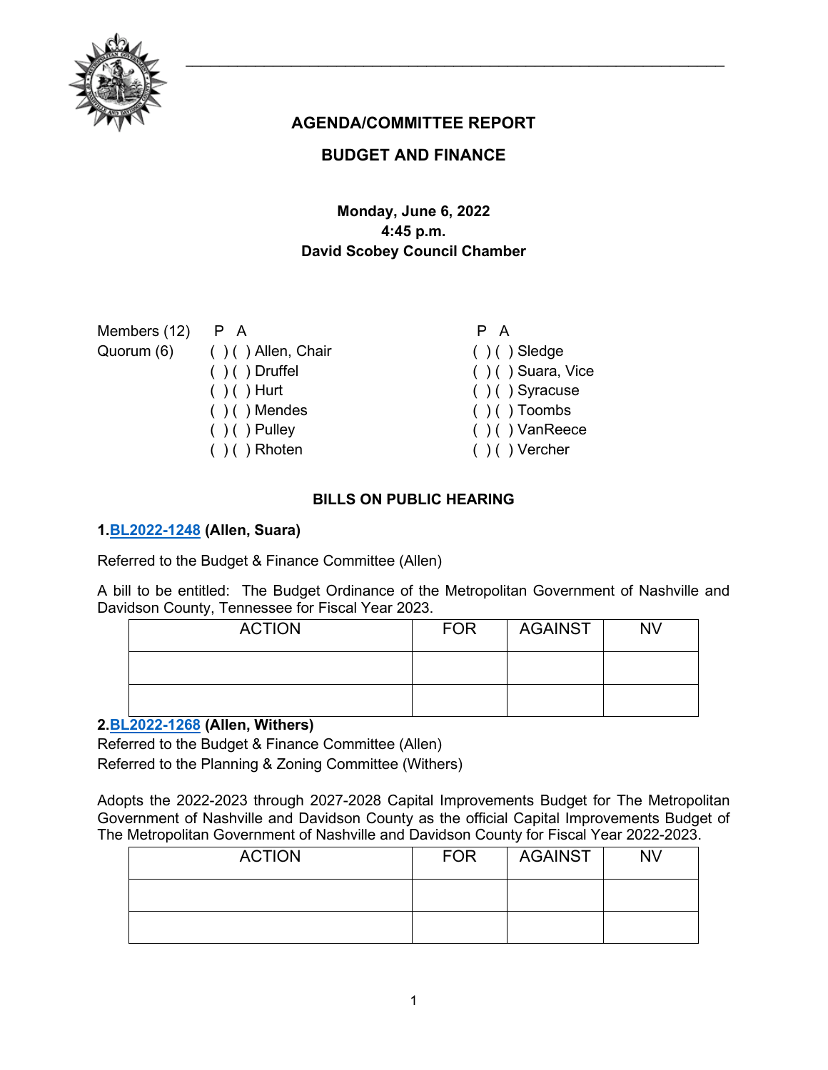# AGENDA/COMMITTEE REPORT

## BUDGET AND FINANCE

**Monday, June 6, 2022**
**4:45 p.m.**
**David Scobey Council Chamber**

| Members (12) | P A | | P A |
|---|---|---|---|
| Quorum (6) | ( ) ( ) Allen, Chair | | ( ) ( ) Sledge |
| | ( ) ( ) Druffel | | ( ) ( ) Suara, Vice |
| | ( ) ( ) Hurt | | ( ) ( ) Syracuse |
| | ( ) ( ) Mendes | | ( ) ( ) Toombs |
| | ( ) ( ) Pulley | | ( ) ( ) VanReece |
| | ( ) ( ) Rhoten | | ( ) ( ) Vercher |

### BILLS ON PUBLIC HEARING

**1. BL2022-1248 (Allen, Suara)**

Referred to the Budget & Finance Committee (Allen)

A bill to be entitled: The Budget Ordinance of the Metropolitan Government of Nashville and Davidson County, Tennessee for Fiscal Year 2023.

| ACTION | FOR | AGAINST | NV |
|---|---|---|---|
| | | | |
| | | | |

**2. BL2022-1268 (Allen, Withers)**

Referred to the Budget & Finance Committee (Allen)
Referred to the Planning & Zoning Committee (Withers)

Adopts the 2022-2023 through 2027-2028 Capital Improvements Budget for The Metropolitan Government of Nashville and Davidson County as the official Capital Improvements Budget of The Metropolitan Government of Nashville and Davidson County for Fiscal Year 2022-2023.

| ACTION | FOR | AGAINST | NV |
|---|---|---|---|
| | | | |
| | | | |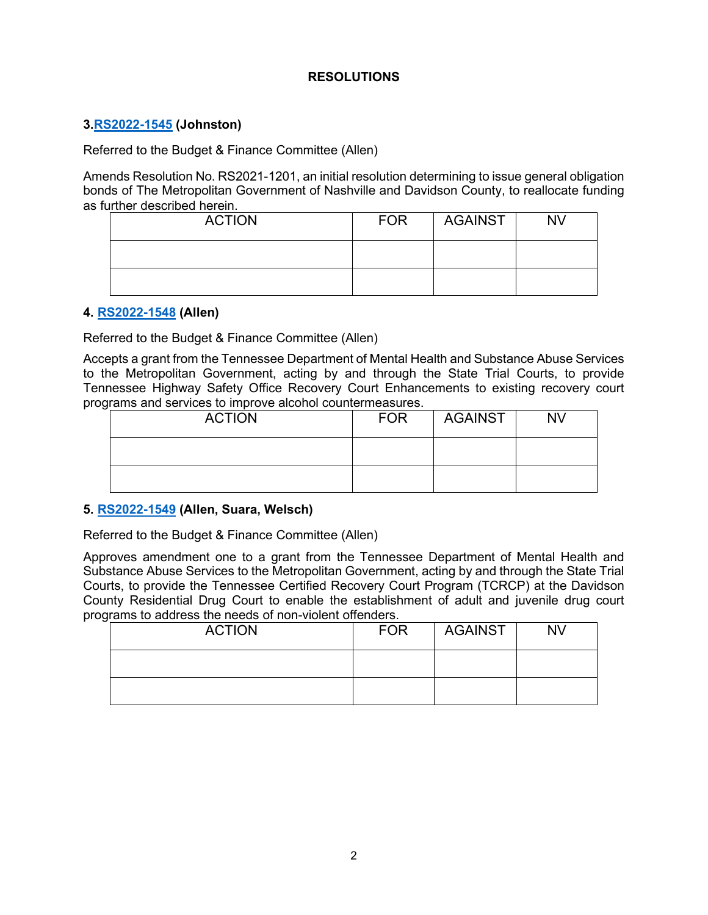## RESOLUTIONS

**3. RS2022-1545 (Johnston)**

Referred to the Budget & Finance Committee (Allen)

Amends Resolution No. RS2021-1201, an initial resolution determining to issue general obligation bonds of The Metropolitan Government of Nashville and Davidson County, to reallocate funding as further described herein.

| ACTION | FOR | AGAINST | NV |
|---|---|---|---|
| | | | |
| | | | |

**4. RS2022-1548 (Allen)**

Referred to the Budget & Finance Committee (Allen)

Accepts a grant from the Tennessee Department of Mental Health and Substance Abuse Services to the Metropolitan Government, acting by and through the State Trial Courts, to provide Tennessee Highway Safety Office Recovery Court Enhancements to existing recovery court programs and services to improve alcohol countermeasures.

| ACTION | FOR | AGAINST | NV |
|---|---|---|---|
| | | | |
| | | | |

**5. RS2022-1549 (Allen, Suara, Welsch)**

Referred to the Budget & Finance Committee (Allen)

Approves amendment one to a grant from the Tennessee Department of Mental Health and Substance Abuse Services to the Metropolitan Government, acting by and through the State Trial Courts, to provide the Tennessee Certified Recovery Court Program (TCRCP) at the Davidson County Residential Drug Court to enable the establishment of adult and juvenile drug court programs to address the needs of non-violent offenders.

| ACTION | FOR | AGAINST | NV |
|---|---|---|---|
| | | | |
| | | | |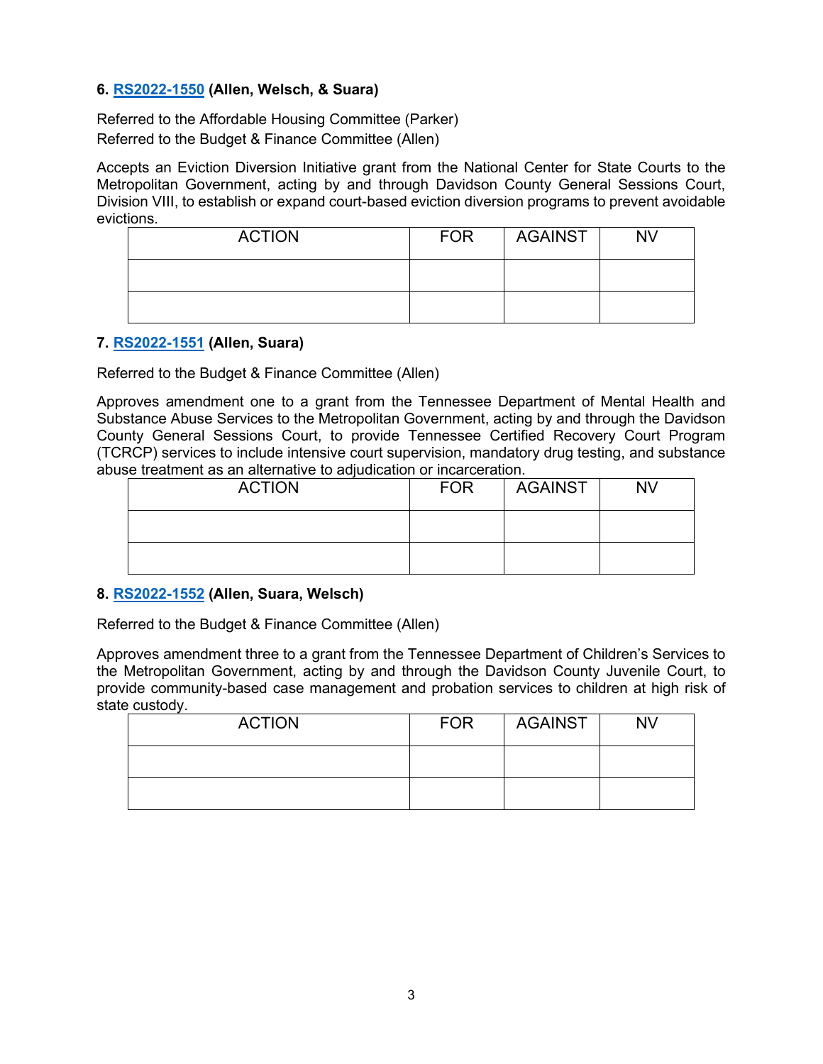**6. RS2022-1550 (Allen, Welsch, & Suara)**

Referred to the Affordable Housing Committee (Parker)
Referred to the Budget & Finance Committee (Allen)

Accepts an Eviction Diversion Initiative grant from the National Center for State Courts to the Metropolitan Government, acting by and through Davidson County General Sessions Court, Division VIII, to establish or expand court-based eviction diversion programs to prevent avoidable evictions.

| ACTION | FOR | AGAINST | NV |
|---|---|---|---|
| | | | |
| | | | |

**7. RS2022-1551 (Allen, Suara)**

Referred to the Budget & Finance Committee (Allen)

Approves amendment one to a grant from the Tennessee Department of Mental Health and Substance Abuse Services to the Metropolitan Government, acting by and through the Davidson County General Sessions Court, to provide Tennessee Certified Recovery Court Program (TCRCP) services to include intensive court supervision, mandatory drug testing, and substance abuse treatment as an alternative to adjudication or incarceration.

| ACTION | FOR | AGAINST | NV |
|---|---|---|---|
| | | | |
| | | | |

**8. RS2022-1552 (Allen, Suara, Welsch)**

Referred to the Budget & Finance Committee (Allen)

Approves amendment three to a grant from the Tennessee Department of Children's Services to the Metropolitan Government, acting by and through the Davidson County Juvenile Court, to provide community-based case management and probation services to children at high risk of state custody.

| ACTION | FOR | AGAINST | NV |
|---|---|---|---|
| | | | |
| | | | |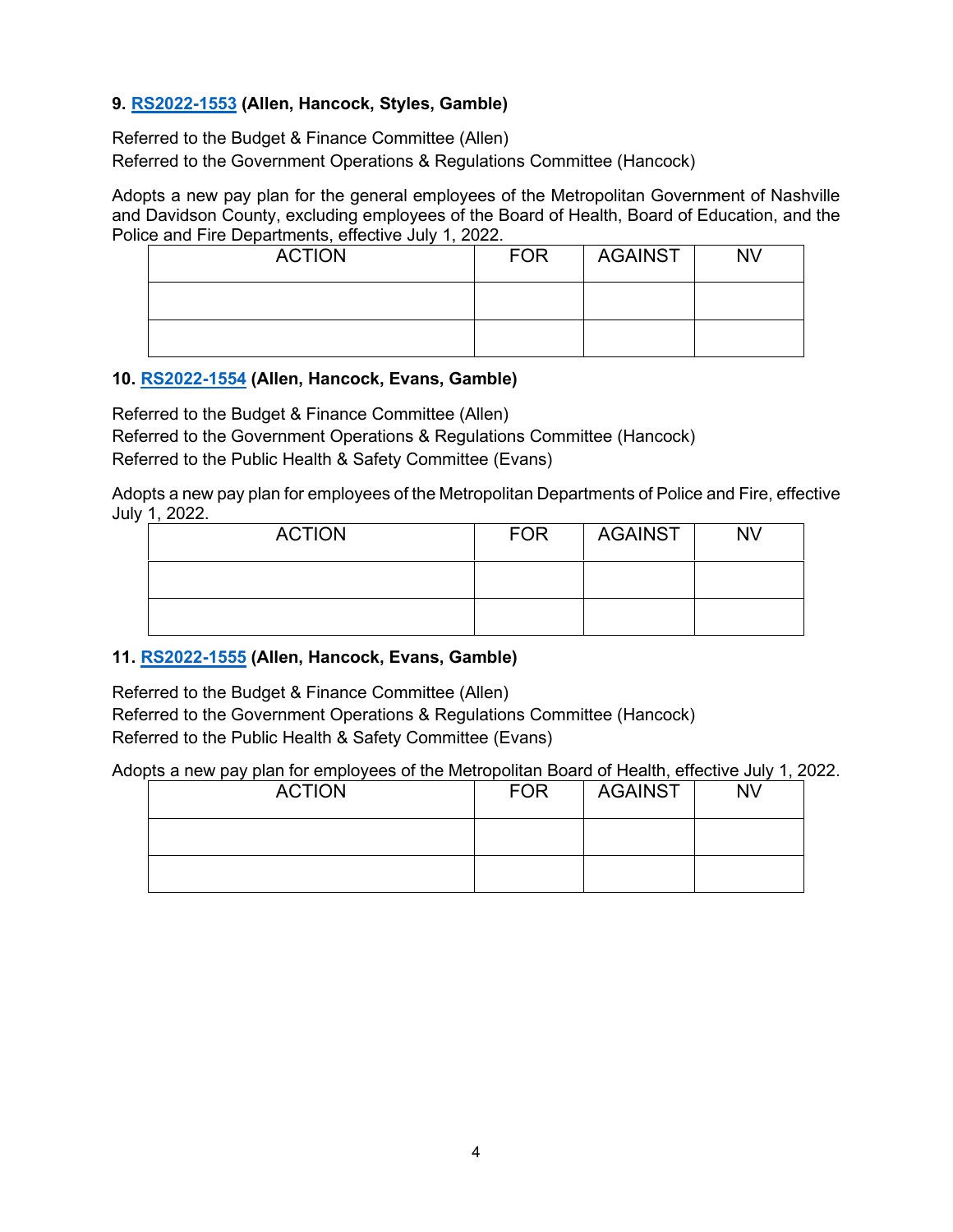**9. RS2022-1553 (Allen, Hancock, Styles, Gamble)**

Referred to the Budget & Finance Committee (Allen)
Referred to the Government Operations & Regulations Committee (Hancock)

Adopts a new pay plan for the general employees of the Metropolitan Government of Nashville and Davidson County, excluding employees of the Board of Health, Board of Education, and the Police and Fire Departments, effective July 1, 2022.

| ACTION | FOR | AGAINST | NV |
|---|---|---|---|
| | | | |
| | | | |

**10. RS2022-1554 (Allen, Hancock, Evans, Gamble)**

Referred to the Budget & Finance Committee (Allen)
Referred to the Government Operations & Regulations Committee (Hancock)
Referred to the Public Health & Safety Committee (Evans)

Adopts a new pay plan for employees of the Metropolitan Departments of Police and Fire, effective July 1, 2022.

| ACTION | FOR | AGAINST | NV |
|---|---|---|---|
| | | | |
| | | | |

**11. RS2022-1555 (Allen, Hancock, Evans, Gamble)**

Referred to the Budget & Finance Committee (Allen)
Referred to the Government Operations & Regulations Committee (Hancock)
Referred to the Public Health & Safety Committee (Evans)

Adopts a new pay plan for employees of the Metropolitan Board of Health, effective July 1, 2022.

| ACTION | FOR | AGAINST | NV |
|---|---|---|---|
| | | | |
| | | | |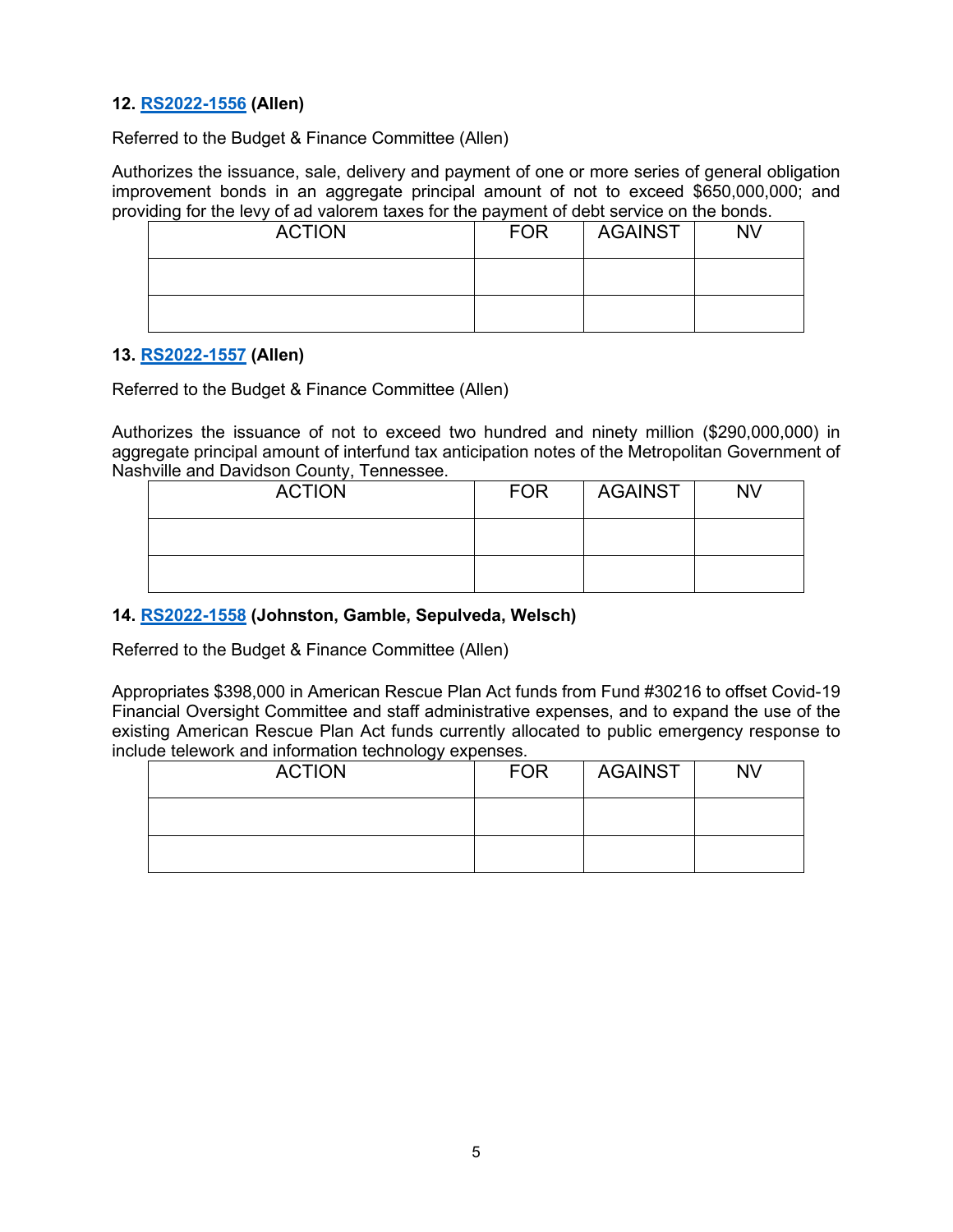**12. RS2022-1556 (Allen)**

Referred to the Budget & Finance Committee (Allen)

Authorizes the issuance, sale, delivery and payment of one or more series of general obligation improvement bonds in an aggregate principal amount of not to exceed $650,000,000; and providing for the levy of ad valorem taxes for the payment of debt service on the bonds.

| ACTION | FOR | AGAINST | NV |
|---|---|---|---|
| | | | |
| | | | |

**13. RS2022-1557 (Allen)**

Referred to the Budget & Finance Committee (Allen)

Authorizes the issuance of not to exceed two hundred and ninety million ($290,000,000) in aggregate principal amount of interfund tax anticipation notes of the Metropolitan Government of Nashville and Davidson County, Tennessee.

| ACTION | FOR | AGAINST | NV |
|---|---|---|---|
| | | | |
| | | | |

**14. RS2022-1558 (Johnston, Gamble, Sepulveda, Welsch)**

Referred to the Budget & Finance Committee (Allen)

Appropriates $398,000 in American Rescue Plan Act funds from Fund #30216 to offset Covid-19 Financial Oversight Committee and staff administrative expenses, and to expand the use of the existing American Rescue Plan Act funds currently allocated to public emergency response to include telework and information technology expenses.

| ACTION | FOR | AGAINST | NV |
|---|---|---|---|
| | | | |
| | | | |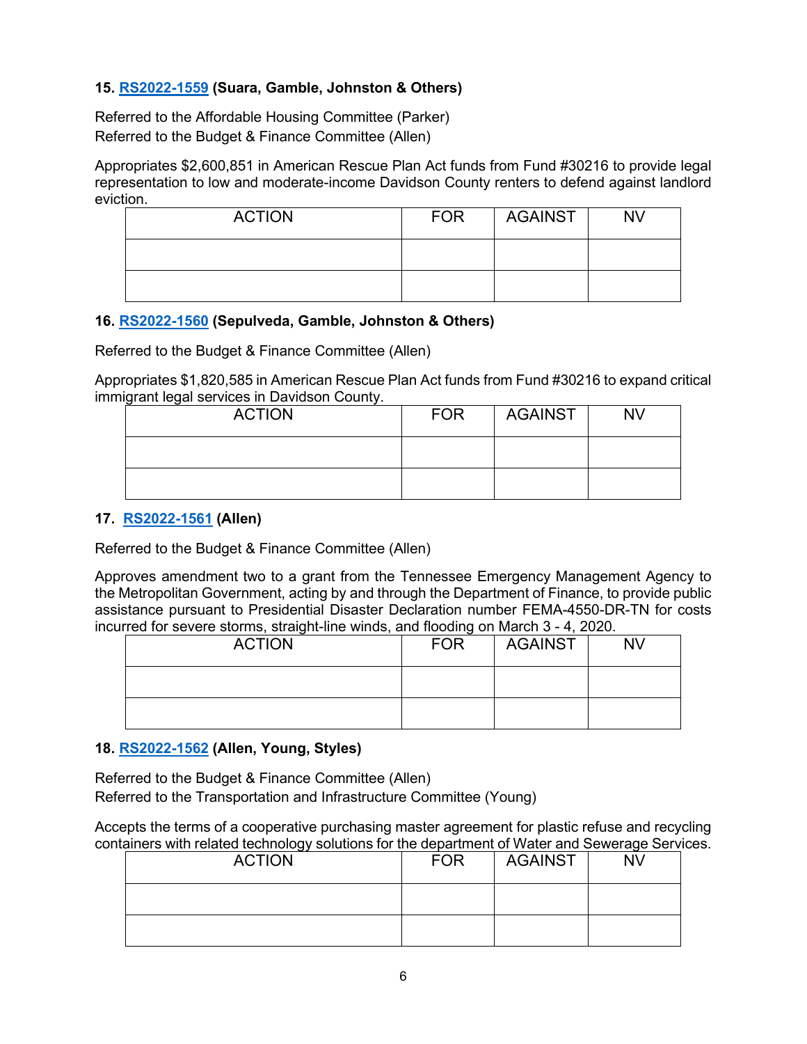**15. RS2022-1559 (Suara, Gamble, Johnston & Others)**

Referred to the Affordable Housing Committee (Parker)
Referred to the Budget & Finance Committee (Allen)

Appropriates $2,600,851 in American Rescue Plan Act funds from Fund #30216 to provide legal representation to low and moderate-income Davidson County renters to defend against landlord eviction.

| ACTION | FOR | AGAINST | NV |
| --- | --- | --- | --- |
| | | | |
| | | | |

**16. RS2022-1560 (Sepulveda, Gamble, Johnston & Others)**

Referred to the Budget & Finance Committee (Allen)

Appropriates $1,820,585 in American Rescue Plan Act funds from Fund #30216 to expand critical immigrant legal services in Davidson County.

| ACTION | FOR | AGAINST | NV |
| --- | --- | --- | --- |
| | | | |
| | | | |

**17. RS2022-1561 (Allen)**

Referred to the Budget & Finance Committee (Allen)

Approves amendment two to a grant from the Tennessee Emergency Management Agency to the Metropolitan Government, acting by and through the Department of Finance, to provide public assistance pursuant to Presidential Disaster Declaration number FEMA-4550-DR-TN for costs incurred for severe storms, straight-line winds, and flooding on March 3 - 4, 2020.

| ACTION | FOR | AGAINST | NV |
| --- | --- | --- | --- |
| | | | |
| | | | |

**18. RS2022-1562 (Allen, Young, Styles)**

Referred to the Budget & Finance Committee (Allen)
Referred to the Transportation and Infrastructure Committee (Young)

Accepts the terms of a cooperative purchasing master agreement for plastic refuse and recycling containers with related technology solutions for the department of Water and Sewerage Services.

| ACTION | FOR | AGAINST | NV |
| --- | --- | --- | --- |
| | | | |
| | | | |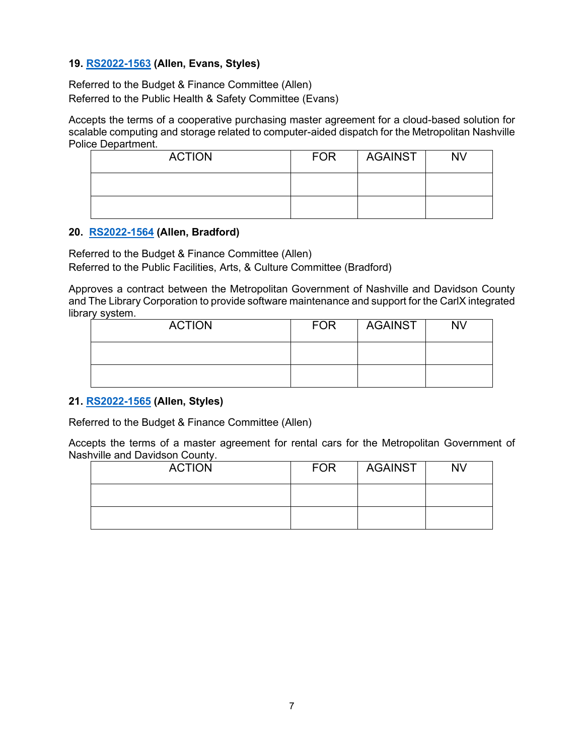**19. [RS2022-1563](RS2022-1563) (Allen, Evans, Styles)**

Referred to the Budget & Finance Committee (Allen)
Referred to the Public Health & Safety Committee (Evans)

Accepts the terms of a cooperative purchasing master agreement for a cloud-based solution for scalable computing and storage related to computer-aided dispatch for the Metropolitan Nashville Police Department.

| ACTION | FOR | AGAINST | NV |
|---|---|---|---|
| | | | |
| | | | |

**20. [RS2022-1564](RS2022-1564) (Allen, Bradford)**

Referred to the Budget & Finance Committee (Allen)
Referred to the Public Facilities, Arts, & Culture Committee (Bradford)

Approves a contract between the Metropolitan Government of Nashville and Davidson County and The Library Corporation to provide software maintenance and support for the CarlX integrated library system.

| ACTION | FOR | AGAINST | NV |
|---|---|---|---|
| | | | |
| | | | |

**21. [RS2022-1565](RS2022-1565) (Allen, Styles)**

Referred to the Budget & Finance Committee (Allen)

Accepts the terms of a master agreement for rental cars for the Metropolitan Government of Nashville and Davidson County.

| ACTION | FOR | AGAINST | NV |
|---|---|---|---|
| | | | |
| | | | |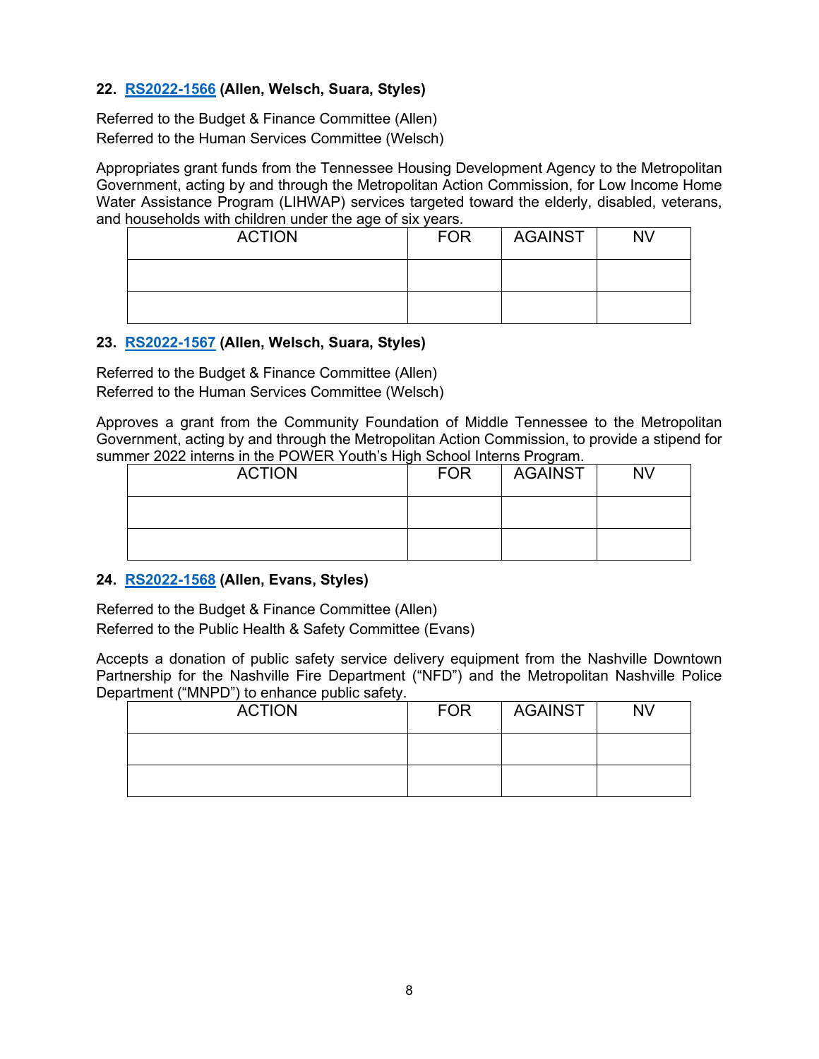**22. RS2022-1566 (Allen, Welsch, Suara, Styles)**

Referred to the Budget & Finance Committee (Allen)
Referred to the Human Services Committee (Welsch)

Appropriates grant funds from the Tennessee Housing Development Agency to the Metropolitan Government, acting by and through the Metropolitan Action Commission, for Low Income Home Water Assistance Program (LIHWAP) services targeted toward the elderly, disabled, veterans, and households with children under the age of six years.

| ACTION | FOR | AGAINST | NV |
|---|---|---|---|
| | | | |
| | | | |

**23. RS2022-1567 (Allen, Welsch, Suara, Styles)**

Referred to the Budget & Finance Committee (Allen)
Referred to the Human Services Committee (Welsch)

Approves a grant from the Community Foundation of Middle Tennessee to the Metropolitan Government, acting by and through the Metropolitan Action Commission, to provide a stipend for summer 2022 interns in the POWER Youth's High School Interns Program.

| ACTION | FOR | AGAINST | NV |
|---|---|---|---|
| | | | |
| | | | |

**24. RS2022-1568 (Allen, Evans, Styles)**

Referred to the Budget & Finance Committee (Allen)
Referred to the Public Health & Safety Committee (Evans)

Accepts a donation of public safety service delivery equipment from the Nashville Downtown Partnership for the Nashville Fire Department ("NFD") and the Metropolitan Nashville Police Department ("MNPD") to enhance public safety.

| ACTION | FOR | AGAINST | NV |
|---|---|---|---|
| | | | |
| | | | |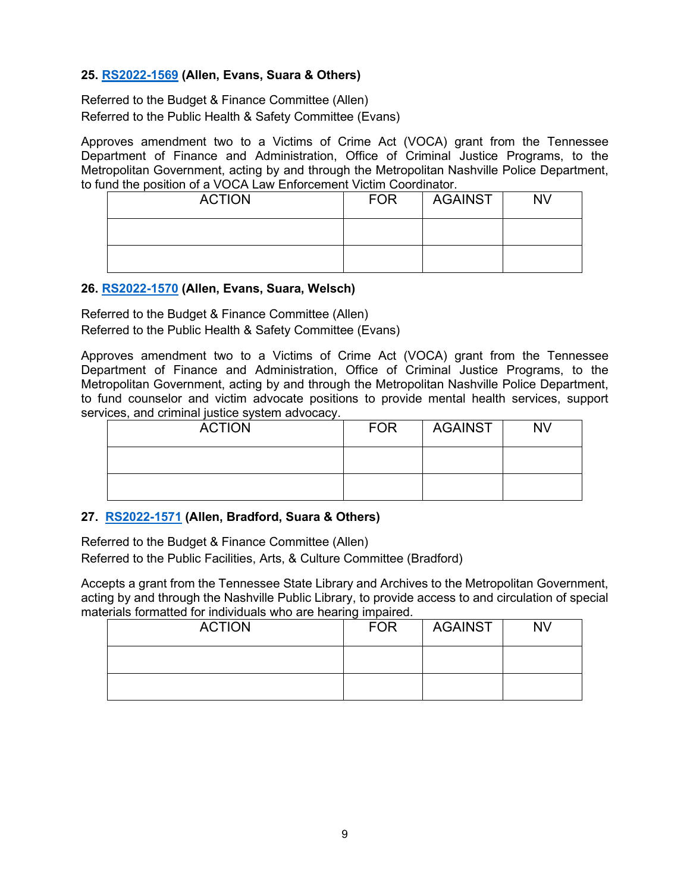**25. RS2022-1569 (Allen, Evans, Suara & Others)**

Referred to the Budget & Finance Committee (Allen)
Referred to the Public Health & Safety Committee (Evans)

Approves amendment two to a Victims of Crime Act (VOCA) grant from the Tennessee Department of Finance and Administration, Office of Criminal Justice Programs, to the Metropolitan Government, acting by and through the Metropolitan Nashville Police Department, to fund the position of a VOCA Law Enforcement Victim Coordinator.

| ACTION | FOR | AGAINST | NV |
|---|---|---|---|
| | | | |
| | | | |

**26. RS2022-1570 (Allen, Evans, Suara, Welsch)**

Referred to the Budget & Finance Committee (Allen)
Referred to the Public Health & Safety Committee (Evans)

Approves amendment two to a Victims of Crime Act (VOCA) grant from the Tennessee Department of Finance and Administration, Office of Criminal Justice Programs, to the Metropolitan Government, acting by and through the Metropolitan Nashville Police Department, to fund counselor and victim advocate positions to provide mental health services, support services, and criminal justice system advocacy.

| ACTION | FOR | AGAINST | NV |
|---|---|---|---|
| | | | |
| | | | |

**27. RS2022-1571 (Allen, Bradford, Suara & Others)**

Referred to the Budget & Finance Committee (Allen)
Referred to the Public Facilities, Arts, & Culture Committee (Bradford)

Accepts a grant from the Tennessee State Library and Archives to the Metropolitan Government, acting by and through the Nashville Public Library, to provide access to and circulation of special materials formatted for individuals who are hearing impaired.

| ACTION | FOR | AGAINST | NV |
|---|---|---|---|
| | | | |
| | | | |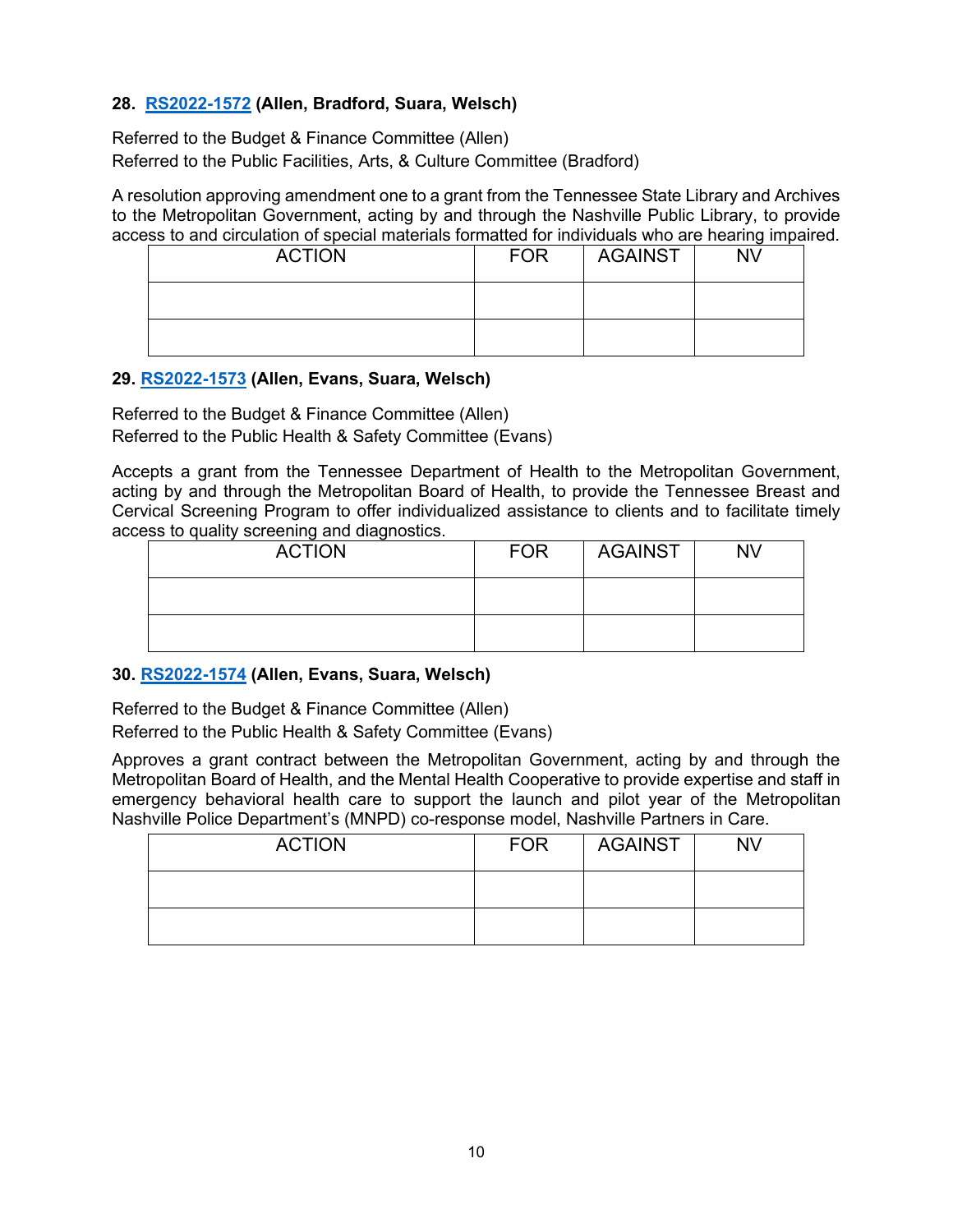**28. [RS2022-1572](RS2022-1572) (Allen, Bradford, Suara, Welsch)**

Referred to the Budget & Finance Committee (Allen)
Referred to the Public Facilities, Arts, & Culture Committee (Bradford)

A resolution approving amendment one to a grant from the Tennessee State Library and Archives to the Metropolitan Government, acting by and through the Nashville Public Library, to provide access to and circulation of special materials formatted for individuals who are hearing impaired.

| ACTION | FOR | AGAINST | NV |
|---|---|---|---|
| | | | |
| | | | |

**29. [RS2022-1573](RS2022-1573) (Allen, Evans, Suara, Welsch)**

Referred to the Budget & Finance Committee (Allen)
Referred to the Public Health & Safety Committee (Evans)

Accepts a grant from the Tennessee Department of Health to the Metropolitan Government, acting by and through the Metropolitan Board of Health, to provide the Tennessee Breast and Cervical Screening Program to offer individualized assistance to clients and to facilitate timely access to quality screening and diagnostics.

| ACTION | FOR | AGAINST | NV |
|---|---|---|---|
| | | | |
| | | | |

**30. [RS2022-1574](RS2022-1574) (Allen, Evans, Suara, Welsch)**

Referred to the Budget & Finance Committee (Allen)
Referred to the Public Health & Safety Committee (Evans)

Approves a grant contract between the Metropolitan Government, acting by and through the Metropolitan Board of Health, and the Mental Health Cooperative to provide expertise and staff in emergency behavioral health care to support the launch and pilot year of the Metropolitan Nashville Police Department's (MNPD) co-response model, Nashville Partners in Care.

| ACTION | FOR | AGAINST | NV |
|---|---|---|---|
| | | | |
| | | | |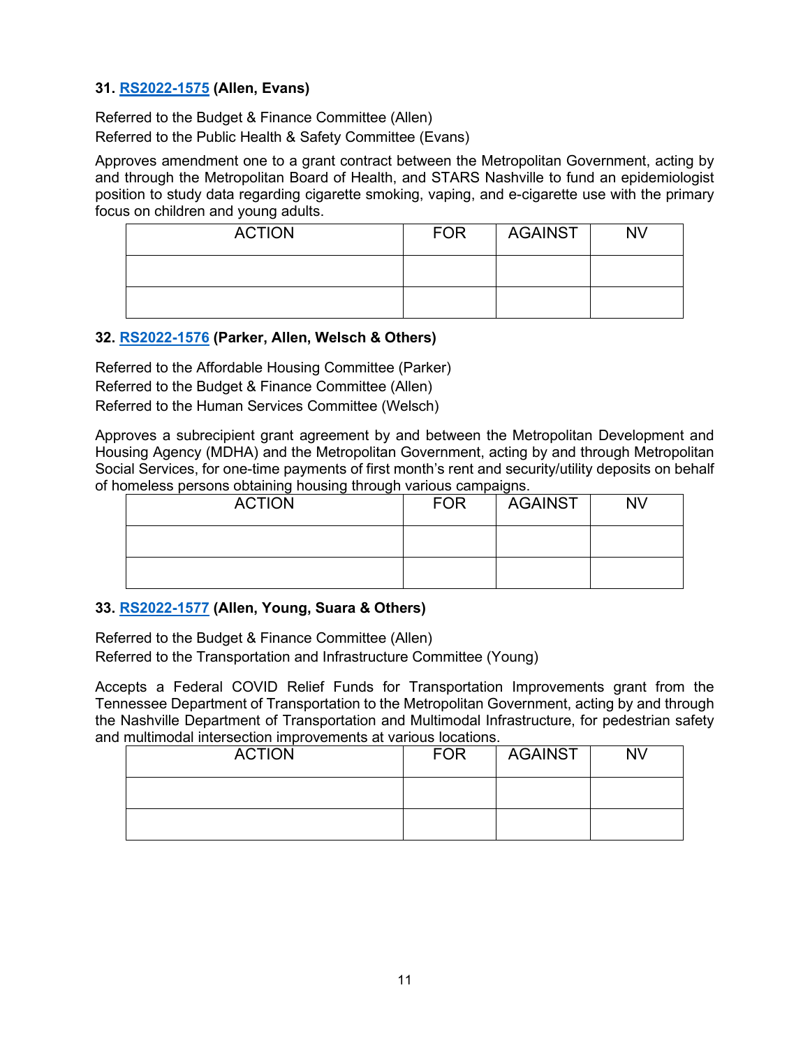**31. RS2022-1575 (Allen, Evans)**

Referred to the Budget & Finance Committee (Allen)
Referred to the Public Health & Safety Committee (Evans)

Approves amendment one to a grant contract between the Metropolitan Government, acting by and through the Metropolitan Board of Health, and STARS Nashville to fund an epidemiologist position to study data regarding cigarette smoking, vaping, and e-cigarette use with the primary focus on children and young adults.

| ACTION | FOR | AGAINST | NV |
|---|---|---|---|
| | | | |
| | | | |

**32. RS2022-1576 (Parker, Allen, Welsch & Others)**

Referred to the Affordable Housing Committee (Parker)
Referred to the Budget & Finance Committee (Allen)
Referred to the Human Services Committee (Welsch)

Approves a subrecipient grant agreement by and between the Metropolitan Development and Housing Agency (MDHA) and the Metropolitan Government, acting by and through Metropolitan Social Services, for one-time payments of first month's rent and security/utility deposits on behalf of homeless persons obtaining housing through various campaigns.

| ACTION | FOR | AGAINST | NV |
|---|---|---|---|
| | | | |
| | | | |

**33. RS2022-1577 (Allen, Young, Suara & Others)**

Referred to the Budget & Finance Committee (Allen)
Referred to the Transportation and Infrastructure Committee (Young)

Accepts a Federal COVID Relief Funds for Transportation Improvements grant from the Tennessee Department of Transportation to the Metropolitan Government, acting by and through the Nashville Department of Transportation and Multimodal Infrastructure, for pedestrian safety and multimodal intersection improvements at various locations.

| ACTION | FOR | AGAINST | NV |
|---|---|---|---|
| | | | |
| | | | |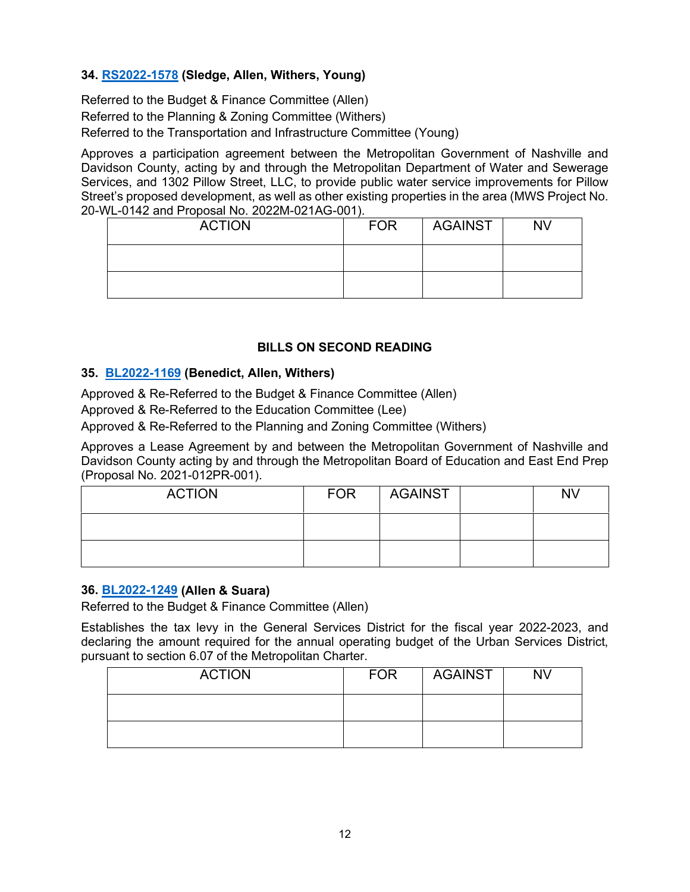**34. RS2022-1578 (Sledge, Allen, Withers, Young)**

Referred to the Budget & Finance Committee (Allen)
Referred to the Planning & Zoning Committee (Withers)
Referred to the Transportation and Infrastructure Committee (Young)

Approves a participation agreement between the Metropolitan Government of Nashville and Davidson County, acting by and through the Metropolitan Department of Water and Sewerage Services, and 1302 Pillow Street, LLC, to provide public water service improvements for Pillow Street's proposed development, as well as other existing properties in the area (MWS Project No. 20-WL-0142 and Proposal No. 2022M-021AG-001).

| ACTION | FOR | AGAINST | NV |
|---|---|---|---|
| | | | |
| | | | |

### BILLS ON SECOND READING

**35. BL2022-1169 (Benedict, Allen, Withers)**

Approved & Re-Referred to the Budget & Finance Committee (Allen)
Approved & Re-Referred to the Education Committee (Lee)
Approved & Re-Referred to the Planning and Zoning Committee (Withers)

Approves a Lease Agreement by and between the Metropolitan Government of Nashville and Davidson County acting by and through the Metropolitan Board of Education and East End Prep (Proposal No. 2021-012PR-001).

| ACTION | FOR | AGAINST | | NV |
|---|---|---|---|---|
| | | | | |
| | | | | |

**36. BL2022-1249 (Allen & Suara)**
Referred to the Budget & Finance Committee (Allen)

Establishes the tax levy in the General Services District for the fiscal year 2022-2023, and declaring the amount required for the annual operating budget of the Urban Services District, pursuant to section 6.07 of the Metropolitan Charter.

| ACTION | FOR | AGAINST | NV |
|---|---|---|---|
| | | | |
| | | | |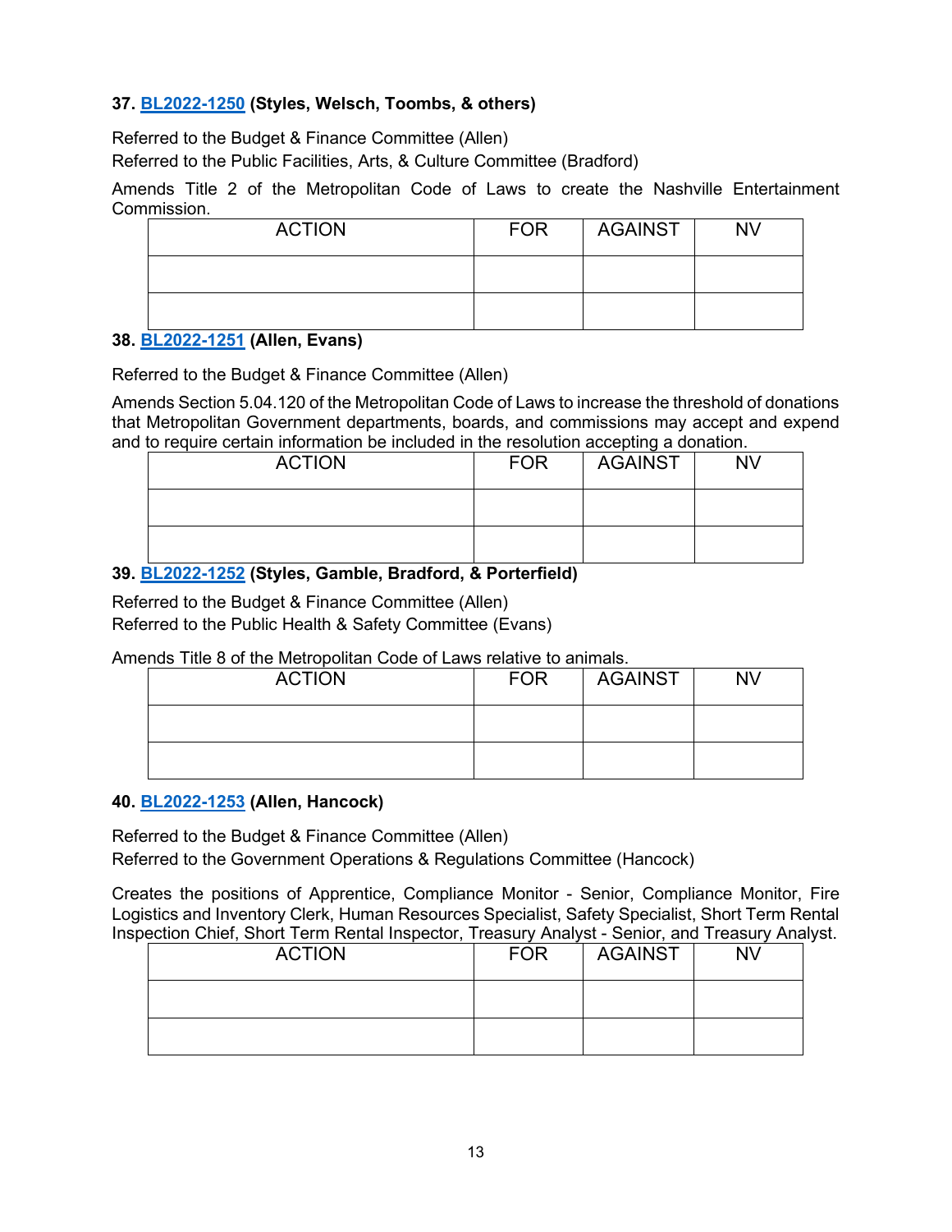**37. BL2022-1250 (Styles, Welsch, Toombs, & others)**

Referred to the Budget & Finance Committee (Allen)
Referred to the Public Facilities, Arts, & Culture Committee (Bradford)

Amends Title 2 of the Metropolitan Code of Laws to create the Nashville Entertainment Commission.

| ACTION | FOR | AGAINST | NV |
|---|---|---|---|
| | | | |
| | | | |

**38. BL2022-1251 (Allen, Evans)**

Referred to the Budget & Finance Committee (Allen)

Amends Section 5.04.120 of the Metropolitan Code of Laws to increase the threshold of donations that Metropolitan Government departments, boards, and commissions may accept and expend and to require certain information be included in the resolution accepting a donation.

| ACTION | FOR | AGAINST | NV |
|---|---|---|---|
| | | | |
| | | | |

**39. BL2022-1252 (Styles, Gamble, Bradford, & Porterfield)**

Referred to the Budget & Finance Committee (Allen)
Referred to the Public Health & Safety Committee (Evans)

Amends Title 8 of the Metropolitan Code of Laws relative to animals.

| ACTION | FOR | AGAINST | NV |
|---|---|---|---|
| | | | |
| | | | |

**40. BL2022-1253 (Allen, Hancock)**

Referred to the Budget & Finance Committee (Allen)
Referred to the Government Operations & Regulations Committee (Hancock)

Creates the positions of Apprentice, Compliance Monitor - Senior, Compliance Monitor, Fire Logistics and Inventory Clerk, Human Resources Specialist, Safety Specialist, Short Term Rental Inspection Chief, Short Term Rental Inspector, Treasury Analyst - Senior, and Treasury Analyst.

| ACTION | FOR | AGAINST | NV |
|---|---|---|---|
| | | | |
| | | | |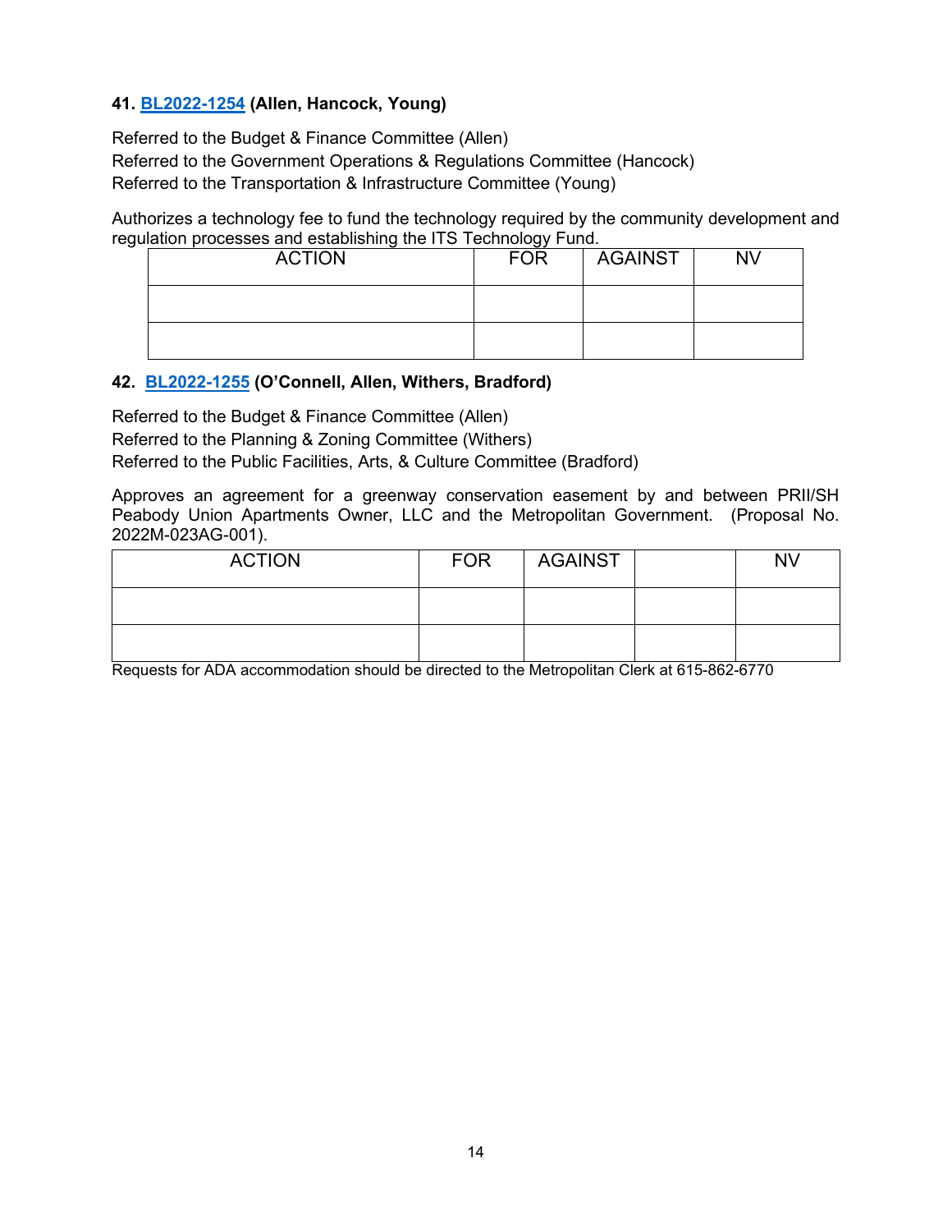**41. [BL2022-1254](#) (Allen, Hancock, Young)**

Referred to the Budget & Finance Committee (Allen)
Referred to the Government Operations & Regulations Committee (Hancock)
Referred to the Transportation & Infrastructure Committee (Young)

Authorizes a technology fee to fund the technology required by the community development and regulation processes and establishing the ITS Technology Fund.

| ACTION | FOR | AGAINST | NV |
|---|---|---|---|
| | | | |
| | | | |

**42. [BL2022-1255](#) (O'Connell, Allen, Withers, Bradford)**

Referred to the Budget & Finance Committee (Allen)
Referred to the Planning & Zoning Committee (Withers)
Referred to the Public Facilities, Arts, & Culture Committee (Bradford)

Approves an agreement for a greenway conservation easement by and between PRII/SH Peabody Union Apartments Owner, LLC and the Metropolitan Government. (Proposal No. 2022M-023AG-001).

| ACTION | FOR | AGAINST | | NV |
|---|---|---|---|---|
| | | | | |
| | | | | |

Requests for ADA accommodation should be directed to the Metropolitan Clerk at 615-862-6770